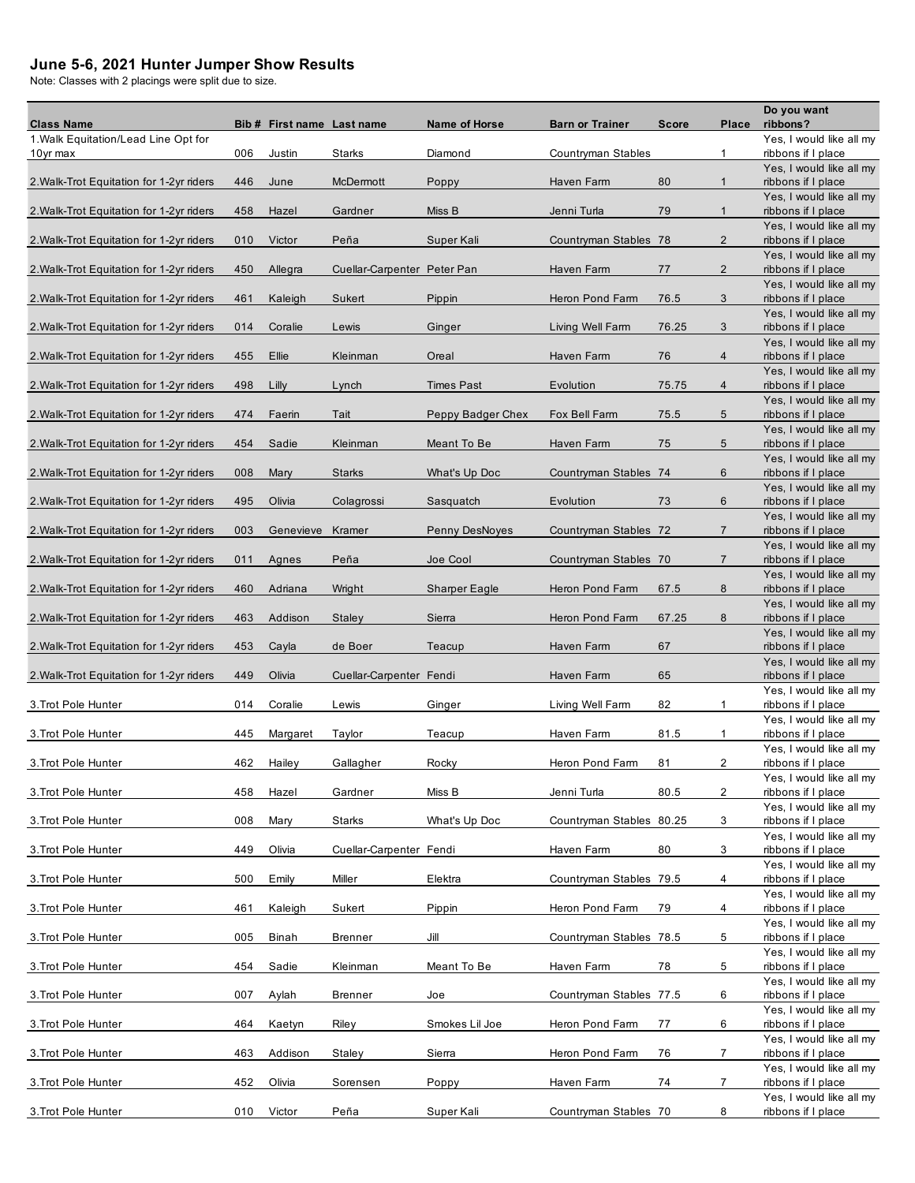# June 5-6, 2021 Hunter Jumper Show Results

Note: Classes with 2 placings were split due to size.

| Class Name | Bib # | First name | Last name | Name of Horse | Barn or Trainer | Score | Place | Do you want ribbons? |
|---|---|---|---|---|---|---|---|---|
| 1.Walk Equitation/Lead Line Opt for 10yr max | 006 | Justin | Starks | Diamond | Countryman Stables | | 1 | Yes, I would like all my ribbons if I place |
| 2.Walk-Trot Equitation for 1-2yr riders | 446 | June | McDermott | Poppy | Haven Farm | 80 | 1 | Yes, I would like all my ribbons if I place |
| 2.Walk-Trot Equitation for 1-2yr riders | 458 | Hazel | Gardner | Miss B | Jenni Turla | 79 | 1 | Yes, I would like all my ribbons if I place |
| 2.Walk-Trot Equitation for 1-2yr riders | 010 | Victor | Peña | Super Kali | Countryman Stables | 78 | 2 | Yes, I would like all my ribbons if I place |
| 2.Walk-Trot Equitation for 1-2yr riders | 450 | Allegra | Cuellar-Carpenter | Peter Pan | Haven Farm | 77 | 2 | Yes, I would like all my ribbons if I place |
| 2.Walk-Trot Equitation for 1-2yr riders | 461 | Kaleigh | Sukert | Pippin | Heron Pond Farm | 76.5 | 3 | Yes, I would like all my ribbons if I place |
| 2.Walk-Trot Equitation for 1-2yr riders | 014 | Coralie | Lewis | Ginger | Living Well Farm | 76.25 | 3 | Yes, I would like all my ribbons if I place |
| 2.Walk-Trot Equitation for 1-2yr riders | 455 | Ellie | Kleinman | Oreal | Haven Farm | 76 | 4 | Yes, I would like all my ribbons if I place |
| 2.Walk-Trot Equitation for 1-2yr riders | 498 | Lilly | Lynch | Times Past | Evolution | 75.75 | 4 | Yes, I would like all my ribbons if I place |
| 2.Walk-Trot Equitation for 1-2yr riders | 474 | Faerin | Tait | Peppy Badger Chex | Fox Bell Farm | 75.5 | 5 | Yes, I would like all my ribbons if I place |
| 2.Walk-Trot Equitation for 1-2yr riders | 454 | Sadie | Kleinman | Meant To Be | Haven Farm | 75 | 5 | Yes, I would like all my ribbons if I place |
| 2.Walk-Trot Equitation for 1-2yr riders | 008 | Mary | Starks | What's Up Doc | Countryman Stables | 74 | 6 | Yes, I would like all my ribbons if I place |
| 2.Walk-Trot Equitation for 1-2yr riders | 495 | Olivia | Colagrossi | Sasquatch | Evolution | 73 | 6 | Yes, I would like all my ribbons if I place |
| 2.Walk-Trot Equitation for 1-2yr riders | 003 | Genevieve | Kramer | Penny DesNoyes | Countryman Stables | 72 | 7 | Yes, I would like all my ribbons if I place |
| 2.Walk-Trot Equitation for 1-2yr riders | 011 | Agnes | Peña | Joe Cool | Countryman Stables | 70 | 7 | Yes, I would like all my ribbons if I place |
| 2.Walk-Trot Equitation for 1-2yr riders | 460 | Adriana | Wright | Sharper Eagle | Heron Pond Farm | 67.5 | 8 | Yes, I would like all my ribbons if I place |
| 2.Walk-Trot Equitation for 1-2yr riders | 463 | Addison | Staley | Sierra | Heron Pond Farm | 67.25 | 8 | Yes, I would like all my ribbons if I place |
| 2.Walk-Trot Equitation for 1-2yr riders | 453 | Cayla | de Boer | Teacup | Haven Farm | 67 | | Yes, I would like all my ribbons if I place |
| 2.Walk-Trot Equitation for 1-2yr riders | 449 | Olivia | Cuellar-Carpenter | Fendi | Haven Farm | 65 | | Yes, I would like all my ribbons if I place |
| 3.Trot Pole Hunter | 014 | Coralie | Lewis | Ginger | Living Well Farm | 82 | 1 | Yes, I would like all my ribbons if I place |
| 3.Trot Pole Hunter | 445 | Margaret | Taylor | Teacup | Haven Farm | 81.5 | 1 | Yes, I would like all my ribbons if I place |
| 3.Trot Pole Hunter | 462 | Hailey | Gallagher | Rocky | Heron Pond Farm | 81 | 2 | Yes, I would like all my ribbons if I place |
| 3.Trot Pole Hunter | 458 | Hazel | Gardner | Miss B | Jenni Turla | 80.5 | 2 | Yes, I would like all my ribbons if I place |
| 3.Trot Pole Hunter | 008 | Mary | Starks | What's Up Doc | Countryman Stables | 80.25 | 3 | Yes, I would like all my ribbons if I place |
| 3.Trot Pole Hunter | 449 | Olivia | Cuellar-Carpenter | Fendi | Haven Farm | 80 | 3 | Yes, I would like all my ribbons if I place |
| 3.Trot Pole Hunter | 500 | Emily | Miller | Elektra | Countryman Stables | 79.5 | 4 | Yes, I would like all my ribbons if I place |
| 3.Trot Pole Hunter | 461 | Kaleigh | Sukert | Pippin | Heron Pond Farm | 79 | 4 | Yes, I would like all my ribbons if I place |
| 3.Trot Pole Hunter | 005 | Binah | Brenner | Jill | Countryman Stables | 78.5 | 5 | Yes, I would like all my ribbons if I place |
| 3.Trot Pole Hunter | 454 | Sadie | Kleinman | Meant To Be | Haven Farm | 78 | 5 | Yes, I would like all my ribbons if I place |
| 3.Trot Pole Hunter | 007 | Aylah | Brenner | Joe | Countryman Stables | 77.5 | 6 | Yes, I would like all my ribbons if I place |
| 3.Trot Pole Hunter | 464 | Kaetyn | Riley | Smokes Lil Joe | Heron Pond Farm | 77 | 6 | Yes, I would like all my ribbons if I place |
| 3.Trot Pole Hunter | 463 | Addison | Staley | Sierra | Heron Pond Farm | 76 | 7 | Yes, I would like all my ribbons if I place |
| 3.Trot Pole Hunter | 452 | Olivia | Sorensen | Poppy | Haven Farm | 74 | 7 | Yes, I would like all my ribbons if I place |
| 3.Trot Pole Hunter | 010 | Victor | Peña | Super Kali | Countryman Stables | 70 | 8 | Yes, I would like all my ribbons if I place |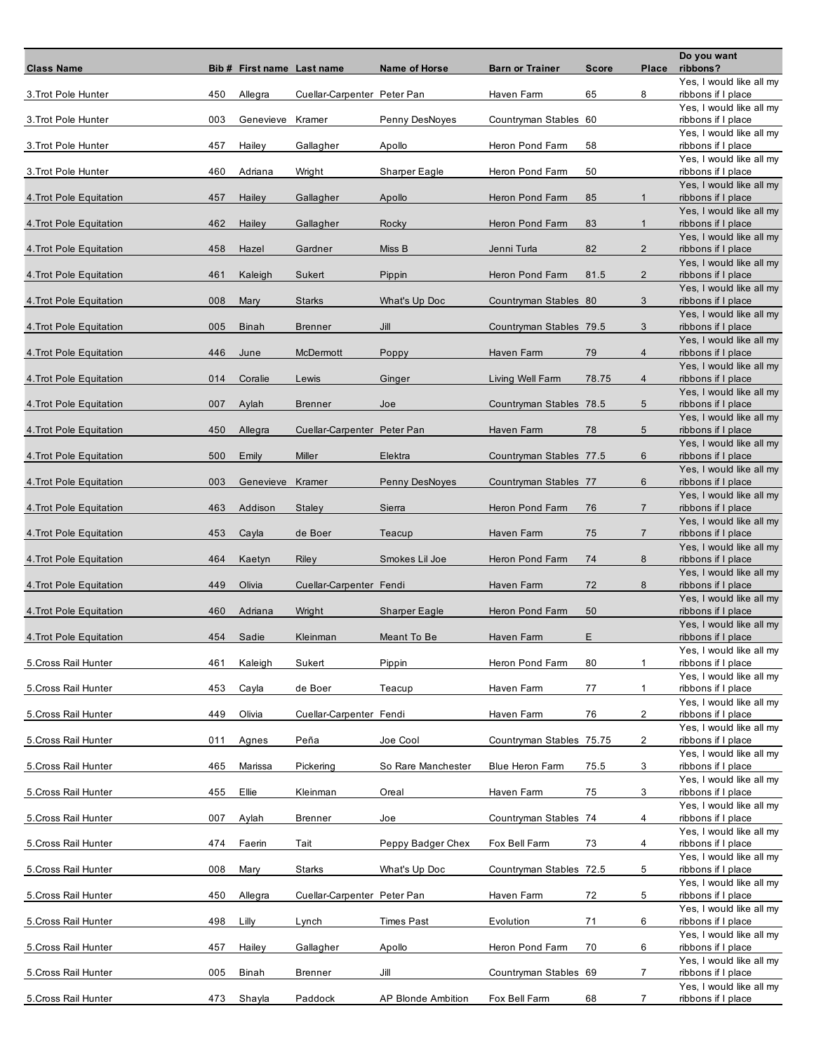| Class Name | Bib # | First name | Last name | Name of Horse | Barn or Trainer | Score | Place | Do you want ribbons? |
|---|---|---|---|---|---|---|---|---|
| 3.Trot Pole Hunter | 450 | Allegra | Cuellar-Carpenter | Peter Pan | Haven Farm | 65 | 8 | Yes, I would like all my ribbons if I place |
| 3.Trot Pole Hunter | 003 | Genevieve | Kramer | Penny DesNoyes | Countryman Stables | 60 | | Yes, I would like all my ribbons if I place |
| 3.Trot Pole Hunter | 457 | Hailey | Gallagher | Apollo | Heron Pond Farm | 58 | | Yes, I would like all my ribbons if I place |
| 3.Trot Pole Hunter | 460 | Adriana | Wright | Sharper Eagle | Heron Pond Farm | 50 | | Yes, I would like all my ribbons if I place |
| 4.Trot Pole Equitation | 457 | Hailey | Gallagher | Apollo | Heron Pond Farm | 85 | 1 | Yes, I would like all my ribbons if I place |
| 4.Trot Pole Equitation | 462 | Hailey | Gallagher | Rocky | Heron Pond Farm | 83 | 1 | Yes, I would like all my ribbons if I place |
| 4.Trot Pole Equitation | 458 | Hazel | Gardner | Miss B | Jenni Turla | 82 | 2 | Yes, I would like all my ribbons if I place |
| 4.Trot Pole Equitation | 461 | Kaleigh | Sukert | Pippin | Heron Pond Farm | 81.5 | 2 | Yes, I would like all my ribbons if I place |
| 4.Trot Pole Equitation | 008 | Mary | Starks | What's Up Doc | Countryman Stables | 80 | 3 | Yes, I would like all my ribbons if I place |
| 4.Trot Pole Equitation | 005 | Binah | Brenner | Jill | Countryman Stables | 79.5 | 3 | Yes, I would like all my ribbons if I place |
| 4.Trot Pole Equitation | 446 | June | McDermott | Poppy | Haven Farm | 79 | 4 | Yes, I would like all my ribbons if I place |
| 4.Trot Pole Equitation | 014 | Coralie | Lewis | Ginger | Living Well Farm | 78.75 | 4 | Yes, I would like all my ribbons if I place |
| 4.Trot Pole Equitation | 007 | Aylah | Brenner | Joe | Countryman Stables | 78.5 | 5 | Yes, I would like all my ribbons if I place |
| 4.Trot Pole Equitation | 450 | Allegra | Cuellar-Carpenter | Peter Pan | Haven Farm | 78 | 5 | Yes, I would like all my ribbons if I place |
| 4.Trot Pole Equitation | 500 | Emily | Miller | Elektra | Countryman Stables | 77.5 | 6 | Yes, I would like all my ribbons if I place |
| 4.Trot Pole Equitation | 003 | Genevieve | Kramer | Penny DesNoyes | Countryman Stables | 77 | 6 | Yes, I would like all my ribbons if I place |
| 4.Trot Pole Equitation | 463 | Addison | Staley | Sierra | Heron Pond Farm | 76 | 7 | Yes, I would like all my ribbons if I place |
| 4.Trot Pole Equitation | 453 | Cayla | de Boer | Teacup | Haven Farm | 75 | 7 | Yes, I would like all my ribbons if I place |
| 4.Trot Pole Equitation | 464 | Kaetyn | Riley | Smokes Lil Joe | Heron Pond Farm | 74 | 8 | Yes, I would like all my ribbons if I place |
| 4.Trot Pole Equitation | 449 | Olivia | Cuellar-Carpenter | Fendi | Haven Farm | 72 | 8 | Yes, I would like all my ribbons if I place |
| 4.Trot Pole Equitation | 460 | Adriana | Wright | Sharper Eagle | Heron Pond Farm | 50 | | Yes, I would like all my ribbons if I place |
| 4.Trot Pole Equitation | 454 | Sadie | Kleinman | Meant To Be | Haven Farm | E | | Yes, I would like all my ribbons if I place |
| 5.Cross Rail Hunter | 461 | Kaleigh | Sukert | Pippin | Heron Pond Farm | 80 | 1 | Yes, I would like all my ribbons if I place |
| 5.Cross Rail Hunter | 453 | Cayla | de Boer | Teacup | Haven Farm | 77 | 1 | Yes, I would like all my ribbons if I place |
| 5.Cross Rail Hunter | 449 | Olivia | Cuellar-Carpenter | Fendi | Haven Farm | 76 | 2 | Yes, I would like all my ribbons if I place |
| 5.Cross Rail Hunter | 011 | Agnes | Peña | Joe Cool | Countryman Stables | 75.75 | 2 | Yes, I would like all my ribbons if I place |
| 5.Cross Rail Hunter | 465 | Marissa | Pickering | So Rare Manchester | Blue Heron Farm | 75.5 | 3 | Yes, I would like all my ribbons if I place |
| 5.Cross Rail Hunter | 455 | Ellie | Kleinman | Oreal | Haven Farm | 75 | 3 | Yes, I would like all my ribbons if I place |
| 5.Cross Rail Hunter | 007 | Aylah | Brenner | Joe | Countryman Stables | 74 | 4 | Yes, I would like all my ribbons if I place |
| 5.Cross Rail Hunter | 474 | Faerin | Tait | Peppy Badger Chex | Fox Bell Farm | 73 | 4 | Yes, I would like all my ribbons if I place |
| 5.Cross Rail Hunter | 008 | Mary | Starks | What's Up Doc | Countryman Stables | 72.5 | 5 | Yes, I would like all my ribbons if I place |
| 5.Cross Rail Hunter | 450 | Allegra | Cuellar-Carpenter | Peter Pan | Haven Farm | 72 | 5 | Yes, I would like all my ribbons if I place |
| 5.Cross Rail Hunter | 498 | Lilly | Lynch | Times Past | Evolution | 71 | 6 | Yes, I would like all my ribbons if I place |
| 5.Cross Rail Hunter | 457 | Hailey | Gallagher | Apollo | Heron Pond Farm | 70 | 6 | Yes, I would like all my ribbons if I place |
| 5.Cross Rail Hunter | 005 | Binah | Brenner | Jill | Countryman Stables | 69 | 7 | Yes, I would like all my ribbons if I place |
| 5.Cross Rail Hunter | 473 | Shayla | Paddock | AP Blonde Ambition | Fox Bell Farm | 68 | 7 | Yes, I would like all my ribbons if I place |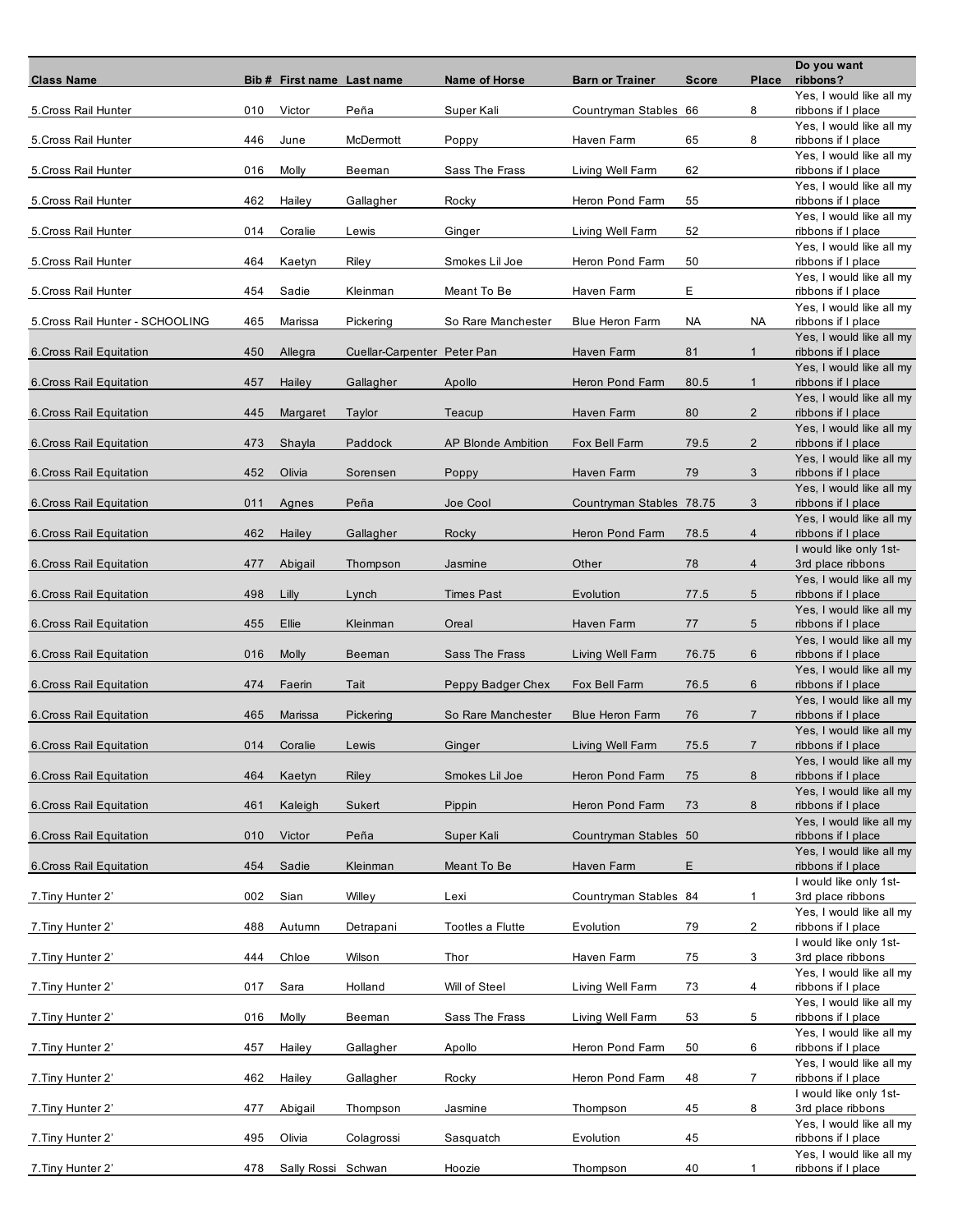| Class Name | Bib # | First name | Last name | Name of Horse | Barn or Trainer | Score | Place | Do you want ribbons? |
| --- | --- | --- | --- | --- | --- | --- | --- | --- |
| 5.Cross Rail Hunter | 010 | Victor | Peña | Super Kali | Countryman Stables | 66 | 8 | Yes, I would like all my ribbons if I place |
| 5.Cross Rail Hunter | 446 | June | McDermott | Poppy | Haven Farm | 65 | 8 | Yes, I would like all my ribbons if I place |
| 5.Cross Rail Hunter | 016 | Molly | Beeman | Sass The Frass | Living Well Farm | 62 | | Yes, I would like all my ribbons if I place |
| 5.Cross Rail Hunter | 462 | Hailey | Gallagher | Rocky | Heron Pond Farm | 55 | | Yes, I would like all my ribbons if I place |
| 5.Cross Rail Hunter | 014 | Coralie | Lewis | Ginger | Living Well Farm | 52 | | Yes, I would like all my ribbons if I place |
| 5.Cross Rail Hunter | 464 | Kaetyn | Riley | Smokes Lil Joe | Heron Pond Farm | 50 | | Yes, I would like all my ribbons if I place |
| 5.Cross Rail Hunter | 454 | Sadie | Kleinman | Meant To Be | Haven Farm | E | | Yes, I would like all my ribbons if I place |
| 5.Cross Rail Hunter - SCHOOLING | 465 | Marissa | Pickering | So Rare Manchester | Blue Heron Farm | NA | NA | Yes, I would like all my ribbons if I place |
| 6.Cross Rail Equitation | 450 | Allegra | Cuellar-Carpenter | Peter Pan | Haven Farm | 81 | 1 | Yes, I would like all my ribbons if I place |
| 6.Cross Rail Equitation | 457 | Hailey | Gallagher | Apollo | Heron Pond Farm | 80.5 | 1 | Yes, I would like all my ribbons if I place |
| 6.Cross Rail Equitation | 445 | Margaret | Taylor | Teacup | Haven Farm | 80 | 2 | Yes, I would like all my ribbons if I place |
| 6.Cross Rail Equitation | 473 | Shayla | Paddock | AP Blonde Ambition | Fox Bell Farm | 79.5 | 2 | Yes, I would like all my ribbons if I place |
| 6.Cross Rail Equitation | 452 | Olivia | Sorensen | Poppy | Haven Farm | 79 | 3 | Yes, I would like all my ribbons if I place |
| 6.Cross Rail Equitation | 011 | Agnes | Peña | Joe Cool | Countryman Stables | 78.75 | 3 | Yes, I would like all my ribbons if I place |
| 6.Cross Rail Equitation | 462 | Hailey | Gallagher | Rocky | Heron Pond Farm | 78.5 | 4 | Yes, I would like all my ribbons if I place |
| 6.Cross Rail Equitation | 477 | Abigail | Thompson | Jasmine | Other | 78 | 4 | I would like only 1st-3rd place ribbons |
| 6.Cross Rail Equitation | 498 | Lilly | Lynch | Times Past | Evolution | 77.5 | 5 | Yes, I would like all my ribbons if I place |
| 6.Cross Rail Equitation | 455 | Ellie | Kleinman | Oreal | Haven Farm | 77 | 5 | Yes, I would like all my ribbons if I place |
| 6.Cross Rail Equitation | 016 | Molly | Beeman | Sass The Frass | Living Well Farm | 76.75 | 6 | Yes, I would like all my ribbons if I place |
| 6.Cross Rail Equitation | 474 | Faerin | Tait | Peppy Badger Chex | Fox Bell Farm | 76.5 | 6 | Yes, I would like all my ribbons if I place |
| 6.Cross Rail Equitation | 465 | Marissa | Pickering | So Rare Manchester | Blue Heron Farm | 76 | 7 | Yes, I would like all my ribbons if I place |
| 6.Cross Rail Equitation | 014 | Coralie | Lewis | Ginger | Living Well Farm | 75.5 | 7 | Yes, I would like all my ribbons if I place |
| 6.Cross Rail Equitation | 464 | Kaetyn | Riley | Smokes Lil Joe | Heron Pond Farm | 75 | 8 | Yes, I would like all my ribbons if I place |
| 6.Cross Rail Equitation | 461 | Kaleigh | Sukert | Pippin | Heron Pond Farm | 73 | 8 | Yes, I would like all my ribbons if I place |
| 6.Cross Rail Equitation | 010 | Victor | Peña | Super Kali | Countryman Stables | 50 | | Yes, I would like all my ribbons if I place |
| 6.Cross Rail Equitation | 454 | Sadie | Kleinman | Meant To Be | Haven Farm | E | | Yes, I would like all my ribbons if I place |
| 7.Tiny Hunter 2' | 002 | Sian | Willey | Lexi | Countryman Stables | 84 | 1 | I would like only 1st-3rd place ribbons |
| 7.Tiny Hunter 2' | 488 | Autumn | Detrapani | Tootles a Flutte | Evolution | 79 | 2 | Yes, I would like all my ribbons if I place |
| 7.Tiny Hunter 2' | 444 | Chloe | Wilson | Thor | Haven Farm | 75 | 3 | I would like only 1st-3rd place ribbons |
| 7.Tiny Hunter 2' | 017 | Sara | Holland | Will of Steel | Living Well Farm | 73 | 4 | Yes, I would like all my ribbons if I place |
| 7.Tiny Hunter 2' | 016 | Molly | Beeman | Sass The Frass | Living Well Farm | 53 | 5 | Yes, I would like all my ribbons if I place |
| 7.Tiny Hunter 2' | 457 | Hailey | Gallagher | Apollo | Heron Pond Farm | 50 | 6 | Yes, I would like all my ribbons if I place |
| 7.Tiny Hunter 2' | 462 | Hailey | Gallagher | Rocky | Heron Pond Farm | 48 | 7 | Yes, I would like all my ribbons if I place |
| 7.Tiny Hunter 2' | 477 | Abigail | Thompson | Jasmine | Thompson | 45 | 8 | I would like only 1st-3rd place ribbons |
| 7.Tiny Hunter 2' | 495 | Olivia | Colagrossi | Sasquatch | Evolution | 45 | | Yes, I would like all my ribbons if I place |
| 7.Tiny Hunter 2' | 478 | Sally Rossi | Schwan | Hoozie | Thompson | 40 | 1 | Yes, I would like all my ribbons if I place |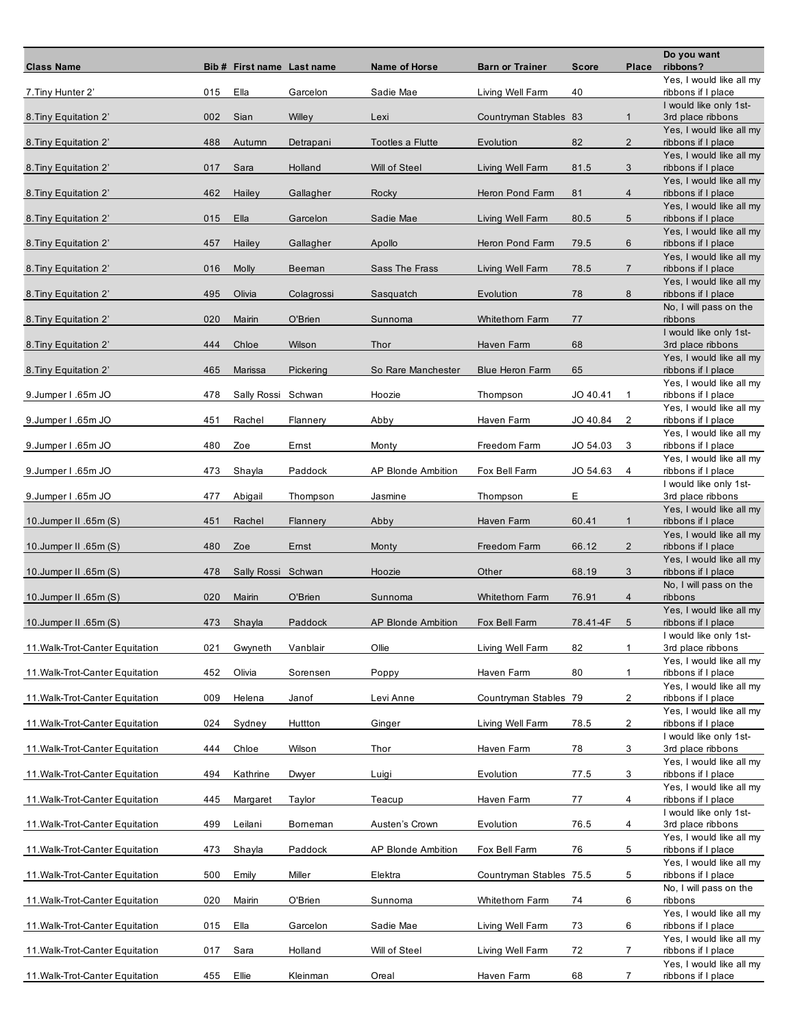| Class Name | Bib # | First name | Last name | Name of Horse | Barn or Trainer | Score | Place | Do you want ribbons? |
|---|---|---|---|---|---|---|---|---|
| 7.Tiny Hunter 2' | 015 | Ella | Garcelon | Sadie Mae | Living Well Farm | 40 | | Yes, I would like all my ribbons if I place |
| 8.Tiny Equitation 2' | 002 | Sian | Willey | Lexi | Countryman Stables | 83 | 1 | I would like only 1st-3rd place ribbons |
| 8.Tiny Equitation 2' | 488 | Autumn | Detrapani | Tootles a Flutte | Evolution | 82 | 2 | Yes, I would like all my ribbons if I place |
| 8.Tiny Equitation 2' | 017 | Sara | Holland | Will of Steel | Living Well Farm | 81.5 | 3 | Yes, I would like all my ribbons if I place |
| 8.Tiny Equitation 2' | 462 | Hailey | Gallagher | Rocky | Heron Pond Farm | 81 | 4 | Yes, I would like all my ribbons if I place |
| 8.Tiny Equitation 2' | 015 | Ella | Garcelon | Sadie Mae | Living Well Farm | 80.5 | 5 | Yes, I would like all my ribbons if I place |
| 8.Tiny Equitation 2' | 457 | Hailey | Gallagher | Apollo | Heron Pond Farm | 79.5 | 6 | Yes, I would like all my ribbons if I place |
| 8.Tiny Equitation 2' | 016 | Molly | Beeman | Sass The Frass | Living Well Farm | 78.5 | 7 | Yes, I would like all my ribbons if I place |
| 8.Tiny Equitation 2' | 495 | Olivia | Colagrossi | Sasquatch | Evolution | 78 | 8 | Yes, I would like all my ribbons if I place |
| 8.Tiny Equitation 2' | 020 | Mairin | O'Brien | Sunnoma | Whitethorn Farm | 77 | | No, I will pass on the ribbons |
| 8.Tiny Equitation 2' | 444 | Chloe | Wilson | Thor | Haven Farm | 68 | | I would like only 1st-3rd place ribbons |
| 8.Tiny Equitation 2' | 465 | Marissa | Pickering | So Rare Manchester | Blue Heron Farm | 65 | | Yes, I would like all my ribbons if I place |
| 9.Jumper I .65m JO | 478 | Sally Rossi | Schwan | Hoozie | Thompson | JO 40.41 | 1 | Yes, I would like all my ribbons if I place |
| 9.Jumper I .65m JO | 451 | Rachel | Flannery | Abby | Haven Farm | JO 40.84 | 2 | Yes, I would like all my ribbons if I place |
| 9.Jumper I .65m JO | 480 | Zoe | Ernst | Monty | Freedom Farm | JO 54.03 | 3 | Yes, I would like all my ribbons if I place |
| 9.Jumper I .65m JO | 473 | Shayla | Paddock | AP Blonde Ambition | Fox Bell Farm | JO 54.63 | 4 | Yes, I would like all my ribbons if I place |
| 9.Jumper I .65m JO | 477 | Abigail | Thompson | Jasmine | Thompson | E | | I would like only 1st-3rd place ribbons |
| 10.Jumper II .65m (S) | 451 | Rachel | Flannery | Abby | Haven Farm | 60.41 | 1 | Yes, I would like all my ribbons if I place |
| 10.Jumper II .65m (S) | 480 | Zoe | Ernst | Monty | Freedom Farm | 66.12 | 2 | Yes, I would like all my ribbons if I place |
| 10.Jumper II .65m (S) | 478 | Sally Rossi | Schwan | Hoozie | Other | 68.19 | 3 | Yes, I would like all my ribbons if I place |
| 10.Jumper II .65m (S) | 020 | Mairin | O'Brien | Sunnoma | Whitethorn Farm | 76.91 | 4 | No, I will pass on the ribbons |
| 10.Jumper II .65m (S) | 473 | Shayla | Paddock | AP Blonde Ambition | Fox Bell Farm | 78.41-4F | 5 | Yes, I would like all my ribbons if I place |
| 11.Walk-Trot-Canter Equitation | 021 | Gwyneth | Vanblair | Ollie | Living Well Farm | 82 | 1 | I would like only 1st-3rd place ribbons |
| 11.Walk-Trot-Canter Equitation | 452 | Olivia | Sorensen | Poppy | Haven Farm | 80 | 1 | Yes, I would like all my ribbons if I place |
| 11.Walk-Trot-Canter Equitation | 009 | Helena | Janof | Levi Anne | Countryman Stables | 79 | 2 | Yes, I would like all my ribbons if I place |
| 11.Walk-Trot-Canter Equitation | 024 | Sydney | Huttton | Ginger | Living Well Farm | 78.5 | 2 | Yes, I would like all my ribbons if I place |
| 11.Walk-Trot-Canter Equitation | 444 | Chloe | Wilson | Thor | Haven Farm | 78 | 3 | I would like only 1st-3rd place ribbons |
| 11.Walk-Trot-Canter Equitation | 494 | Kathrine | Dwyer | Luigi | Evolution | 77.5 | 3 | Yes, I would like all my ribbons if I place |
| 11.Walk-Trot-Canter Equitation | 445 | Margaret | Taylor | Teacup | Haven Farm | 77 | 4 | Yes, I would like all my ribbons if I place |
| 11.Walk-Trot-Canter Equitation | 499 | Leilani | Borneman | Austen's Crown | Evolution | 76.5 | 4 | I would like only 1st-3rd place ribbons |
| 11.Walk-Trot-Canter Equitation | 473 | Shayla | Paddock | AP Blonde Ambition | Fox Bell Farm | 76 | 5 | Yes, I would like all my ribbons if I place |
| 11.Walk-Trot-Canter Equitation | 500 | Emily | Miller | Elektra | Countryman Stables | 75.5 | 5 | Yes, I would like all my ribbons if I place |
| 11.Walk-Trot-Canter Equitation | 020 | Mairin | O'Brien | Sunnoma | Whitethorn Farm | 74 | 6 | No, I will pass on the ribbons |
| 11.Walk-Trot-Canter Equitation | 015 | Ella | Garcelon | Sadie Mae | Living Well Farm | 73 | 6 | Yes, I would like all my ribbons if I place |
| 11.Walk-Trot-Canter Equitation | 017 | Sara | Holland | Will of Steel | Living Well Farm | 72 | 7 | Yes, I would like all my ribbons if I place |
| 11.Walk-Trot-Canter Equitation | 455 | Ellie | Kleinman | Oreal | Haven Farm | 68 | 7 | Yes, I would like all my ribbons if I place |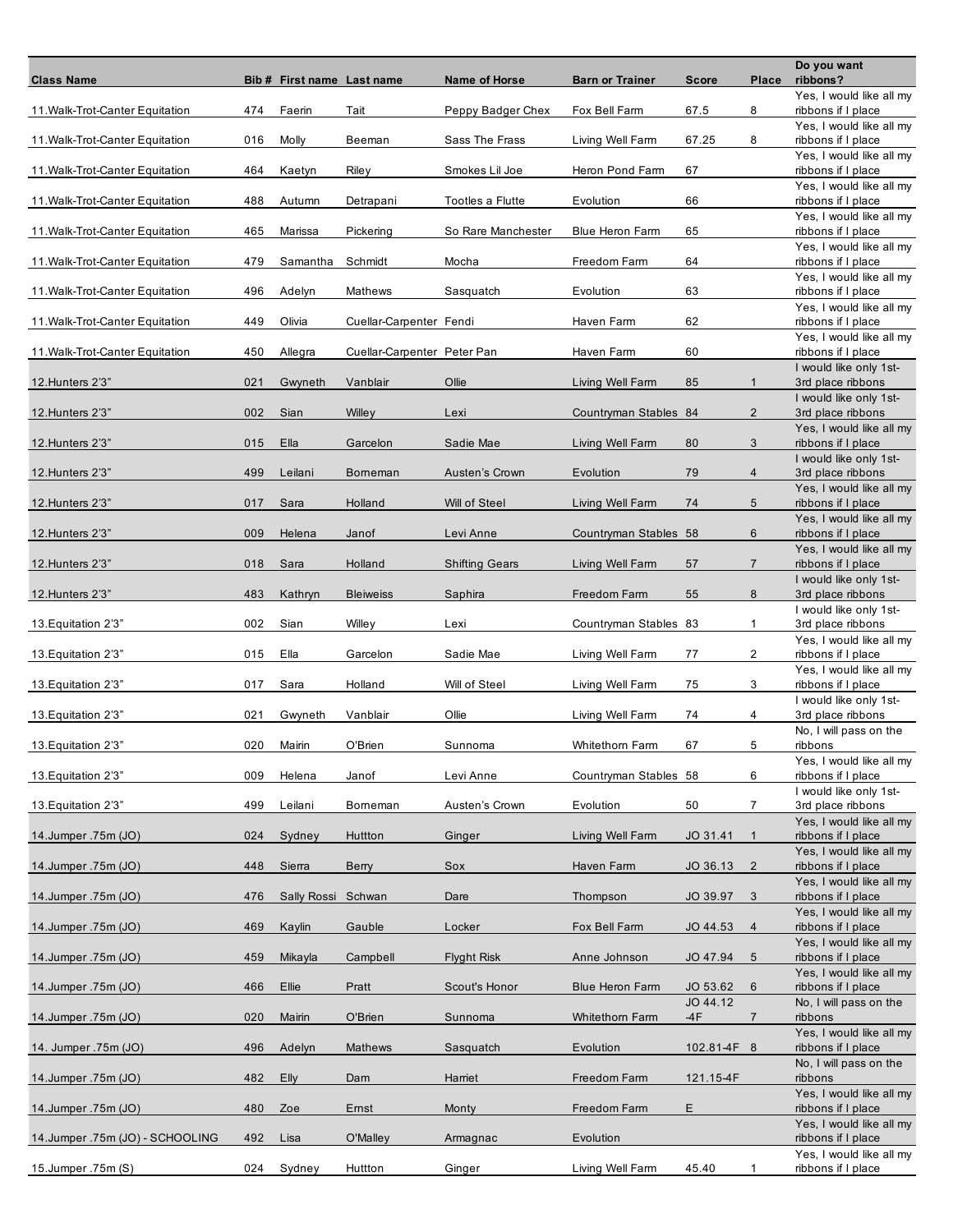| Class Name | Bib # | First name | Last name | Name of Horse | Barn or Trainer | Score | Place | Do you want ribbons? |
|---|---|---|---|---|---|---|---|---|
| 11.Walk-Trot-Canter Equitation | 474 | Faerin | Tait | Peppy Badger Chex | Fox Bell Farm | 67.5 | 8 | Yes, I would like all my ribbons if I place |
| 11.Walk-Trot-Canter Equitation | 016 | Molly | Beeman | Sass The Frass | Living Well Farm | 67.25 | 8 | Yes, I would like all my ribbons if I place |
| 11.Walk-Trot-Canter Equitation | 464 | Kaetyn | Riley | Smokes Lil Joe | Heron Pond Farm | 67 | | Yes, I would like all my ribbons if I place |
| 11.Walk-Trot-Canter Equitation | 488 | Autumn | Detrapani | Tootles a Flutte | Evolution | 66 | | Yes, I would like all my ribbons if I place |
| 11.Walk-Trot-Canter Equitation | 465 | Marissa | Pickering | So Rare Manchester | Blue Heron Farm | 65 | | Yes, I would like all my ribbons if I place |
| 11.Walk-Trot-Canter Equitation | 479 | Samantha | Schmidt | Mocha | Freedom Farm | 64 | | Yes, I would like all my ribbons if I place |
| 11.Walk-Trot-Canter Equitation | 496 | Adelyn | Mathews | Sasquatch | Evolution | 63 | | Yes, I would like all my ribbons if I place |
| 11.Walk-Trot-Canter Equitation | 449 | Olivia | Cuellar-Carpenter | Fendi | Haven Farm | 62 | | Yes, I would like all my ribbons if I place |
| 11.Walk-Trot-Canter Equitation | 450 | Allegra | Cuellar-Carpenter | Peter Pan | Haven Farm | 60 | | Yes, I would like all my ribbons if I place |
| 12.Hunters 2'3" | 021 | Gwyneth | Vanblair | Ollie | Living Well Farm | 85 | 1 | I would like only 1st-3rd place ribbons |
| 12.Hunters 2'3" | 002 | Sian | Willey | Lexi | Countryman Stables | 84 | 2 | I would like only 1st-3rd place ribbons |
| 12.Hunters 2'3" | 015 | Ella | Garcelon | Sadie Mae | Living Well Farm | 80 | 3 | Yes, I would like all my ribbons if I place |
| 12.Hunters 2'3" | 499 | Leilani | Borneman | Austen's Crown | Evolution | 79 | 4 | I would like only 1st-3rd place ribbons |
| 12.Hunters 2'3" | 017 | Sara | Holland | Will of Steel | Living Well Farm | 74 | 5 | Yes, I would like all my ribbons if I place |
| 12.Hunters 2'3" | 009 | Helena | Janof | Levi Anne | Countryman Stables | 58 | 6 | Yes, I would like all my ribbons if I place |
| 12.Hunters 2'3" | 018 | Sara | Holland | Shifting Gears | Living Well Farm | 57 | 7 | Yes, I would like all my ribbons if I place |
| 12.Hunters 2'3" | 483 | Kathryn | Bleiweiss | Saphira | Freedom Farm | 55 | 8 | I would like only 1st-3rd place ribbons |
| 13.Equitation 2'3" | 002 | Sian | Willey | Lexi | Countryman Stables | 83 | 1 | I would like only 1st-3rd place ribbons |
| 13.Equitation 2'3" | 015 | Ella | Garcelon | Sadie Mae | Living Well Farm | 77 | 2 | Yes, I would like all my ribbons if I place |
| 13.Equitation 2'3" | 017 | Sara | Holland | Will of Steel | Living Well Farm | 75 | 3 | Yes, I would like all my ribbons if I place |
| 13.Equitation 2'3" | 021 | Gwyneth | Vanblair | Ollie | Living Well Farm | 74 | 4 | I would like only 1st-3rd place ribbons |
| 13.Equitation 2'3" | 020 | Mairin | O'Brien | Sunnoma | Whitethorn Farm | 67 | 5 | No, I will pass on the ribbons |
| 13.Equitation 2'3" | 009 | Helena | Janof | Levi Anne | Countryman Stables | 58 | 6 | Yes, I would like all my ribbons if I place |
| 13.Equitation 2'3" | 499 | Leilani | Borneman | Austen's Crown | Evolution | 50 | 7 | I would like only 1st-3rd place ribbons |
| 14.Jumper .75m (JO) | 024 | Sydney | Huttton | Ginger | Living Well Farm | JO 31.41 | 1 | Yes, I would like all my ribbons if I place |
| 14.Jumper .75m (JO) | 448 | Sierra | Berry | Sox | Haven Farm | JO 36.13 | 2 | Yes, I would like all my ribbons if I place |
| 14.Jumper .75m (JO) | 476 | Sally Rossi | Schwan | Dare | Thompson | JO 39.97 | 3 | Yes, I would like all my ribbons if I place |
| 14.Jumper .75m (JO) | 469 | Kaylin | Gauble | Locker | Fox Bell Farm | JO 44.53 | 4 | Yes, I would like all my ribbons if I place |
| 14.Jumper .75m (JO) | 459 | Mikayla | Campbell | Flyght Risk | Anne Johnson | JO 47.94 | 5 | Yes, I would like all my ribbons if I place |
| 14.Jumper .75m (JO) | 466 | Ellie | Pratt | Scout's Honor | Blue Heron Farm | JO 53.62 | 6 | Yes, I would like all my ribbons if I place |
| 14.Jumper .75m (JO) | 020 | Mairin | O'Brien | Sunnoma | Whitethorn Farm | JO 44.12 -4F | 7 | No, I will pass on the ribbons |
| 14. Jumper .75m (JO) | 496 | Adelyn | Mathews | Sasquatch | Evolution | 102.81-4F | 8 | Yes, I would like all my ribbons if I place |
| 14.Jumper .75m (JO) | 482 | Elly | Dam | Harriet | Freedom Farm | 121.15-4F | | No, I will pass on the ribbons |
| 14.Jumper .75m (JO) | 480 | Zoe | Ernst | Monty | Freedom Farm | E | | Yes, I would like all my ribbons if I place |
| 14.Jumper .75m (JO) - SCHOOLING | 492 | Lisa | O'Malley | Armagnac | Evolution | | | Yes, I would like all my ribbons if I place |
| 15.Jumper .75m (S) | 024 | Sydney | Huttton | Ginger | Living Well Farm | 45.40 | 1 | Yes, I would like all my ribbons if I place |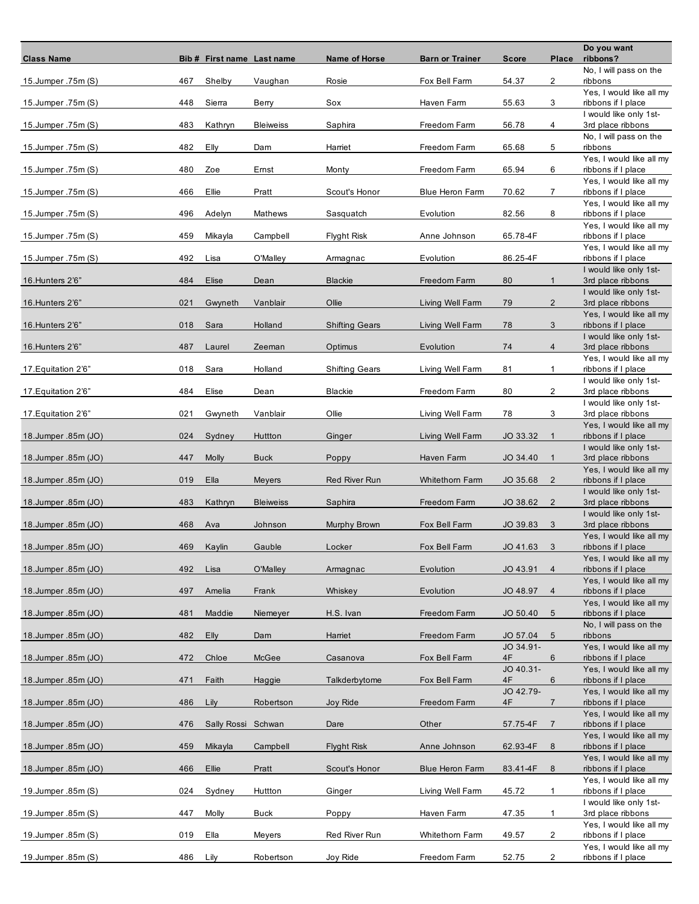| Class Name | Bib # | First name | Last name | Name of Horse | Barn or Trainer | Score | Place | Do you want ribbons? |
|---|---|---|---|---|---|---|---|---|
| 15.Jumper .75m (S) | 467 | Shelby | Vaughan | Rosie | Fox Bell Farm | 54.37 | 2 | No, I will pass on the ribbons |
| 15.Jumper .75m (S) | 448 | Sierra | Berry | Sox | Haven Farm | 55.63 | 3 | Yes, I would like all my ribbons if I place |
| 15.Jumper .75m (S) | 483 | Kathryn | Bleiweiss | Saphira | Freedom Farm | 56.78 | 4 | I would like only 1st-3rd place ribbons |
| 15.Jumper .75m (S) | 482 | Elly | Dam | Harriet | Freedom Farm | 65.68 | 5 | No, I will pass on the ribbons |
| 15.Jumper .75m (S) | 480 | Zoe | Ernst | Monty | Freedom Farm | 65.94 | 6 | Yes, I would like all my ribbons if I place |
| 15.Jumper .75m (S) | 466 | Ellie | Pratt | Scout's Honor | Blue Heron Farm | 70.62 | 7 | Yes, I would like all my ribbons if I place |
| 15.Jumper .75m (S) | 496 | Adelyn | Mathews | Sasquatch | Evolution | 82.56 | 8 | Yes, I would like all my ribbons if I place |
| 15.Jumper .75m (S) | 459 | Mikayla | Campbell | Flyght Risk | Anne Johnson | 65.78-4F | | Yes, I would like all my ribbons if I place |
| 15.Jumper .75m (S) | 492 | Lisa | O'Malley | Armagnac | Evolution | 86.25-4F | | Yes, I would like all my ribbons if I place |
| 16.Hunters 2'6" | 484 | Elise | Dean | Blackie | Freedom Farm | 80 | 1 | I would like only 1st-3rd place ribbons |
| 16.Hunters 2'6" | 021 | Gwyneth | Vanblair | Ollie | Living Well Farm | 79 | 2 | I would like only 1st-3rd place ribbons |
| 16.Hunters 2'6" | 018 | Sara | Holland | Shifting Gears | Living Well Farm | 78 | 3 | Yes, I would like all my ribbons if I place |
| 16.Hunters 2'6" | 487 | Laurel | Zeeman | Optimus | Evolution | 74 | 4 | I would like only 1st-3rd place ribbons |
| 17.Equitation 2'6" | 018 | Sara | Holland | Shifting Gears | Living Well Farm | 81 | 1 | Yes, I would like all my ribbons if I place |
| 17.Equitation 2'6" | 484 | Elise | Dean | Blackie | Freedom Farm | 80 | 2 | I would like only 1st-3rd place ribbons |
| 17.Equitation 2'6" | 021 | Gwyneth | Vanblair | Ollie | Living Well Farm | 78 | 3 | I would like only 1st-3rd place ribbons |
| 18.Jumper .85m (JO) | 024 | Sydney | Huttton | Ginger | Living Well Farm | JO 33.32 | 1 | Yes, I would like all my ribbons if I place |
| 18.Jumper .85m (JO) | 447 | Molly | Buck | Poppy | Haven Farm | JO 34.40 | 1 | I would like only 1st-3rd place ribbons |
| 18.Jumper .85m (JO) | 019 | Ella | Meyers | Red River Run | Whitethorn Farm | JO 35.68 | 2 | Yes, I would like all my ribbons if I place |
| 18.Jumper .85m (JO) | 483 | Kathryn | Bleiweiss | Saphira | Freedom Farm | JO 38.62 | 2 | I would like only 1st-3rd place ribbons |
| 18.Jumper .85m (JO) | 468 | Ava | Johnson | Murphy Brown | Fox Bell Farm | JO 39.83 | 3 | I would like only 1st-3rd place ribbons |
| 18.Jumper .85m (JO) | 469 | Kaylin | Gauble | Locker | Fox Bell Farm | JO 41.63 | 3 | Yes, I would like all my ribbons if I place |
| 18.Jumper .85m (JO) | 492 | Lisa | O'Malley | Armagnac | Evolution | JO 43.91 | 4 | Yes, I would like all my ribbons if I place |
| 18.Jumper .85m (JO) | 497 | Amelia | Frank | Whiskey | Evolution | JO 48.97 | 4 | Yes, I would like all my ribbons if I place |
| 18.Jumper .85m (JO) | 481 | Maddie | Niemeyer | H.S. Ivan | Freedom Farm | JO 50.40 | 5 | Yes, I would like all my ribbons if I place |
| 18.Jumper .85m (JO) | 482 | Elly | Dam | Harriet | Freedom Farm | JO 57.04 | 5 | No, I will pass on the ribbons |
| 18.Jumper .85m (JO) | 472 | Chloe | McGee | Casanova | Fox Bell Farm | JO 34.91-4F | 6 | Yes, I would like all my ribbons if I place |
| 18.Jumper .85m (JO) | 471 | Faith | Haggie | Talkderbytome | Fox Bell Farm | JO 40.31-4F | 6 | Yes, I would like all my ribbons if I place |
| 18.Jumper .85m (JO) | 486 | Lily | Robertson | Joy Ride | Freedom Farm | JO 42.79-4F | 7 | Yes, I would like all my ribbons if I place |
| 18.Jumper .85m (JO) | 476 | Sally Rossi | Schwan | Dare | Other | 57.75-4F | 7 | Yes, I would like all my ribbons if I place |
| 18.Jumper .85m (JO) | 459 | Mikayla | Campbell | Flyght Risk | Anne Johnson | 62.93-4F | 8 | Yes, I would like all my ribbons if I place |
| 18.Jumper .85m (JO) | 466 | Ellie | Pratt | Scout's Honor | Blue Heron Farm | 83.41-4F | 8 | Yes, I would like all my ribbons if I place |
| 19.Jumper .85m (S) | 024 | Sydney | Huttton | Ginger | Living Well Farm | 45.72 | 1 | Yes, I would like all my ribbons if I place |
| 19.Jumper .85m (S) | 447 | Molly | Buck | Poppy | Haven Farm | 47.35 | 1 | I would like only 1st-3rd place ribbons |
| 19.Jumper .85m (S) | 019 | Ella | Meyers | Red River Run | Whitethorn Farm | 49.57 | 2 | Yes, I would like all my ribbons if I place |
| 19.Jumper .85m (S) | 486 | Lily | Robertson | Joy Ride | Freedom Farm | 52.75 | 2 | Yes, I would like all my ribbons if I place |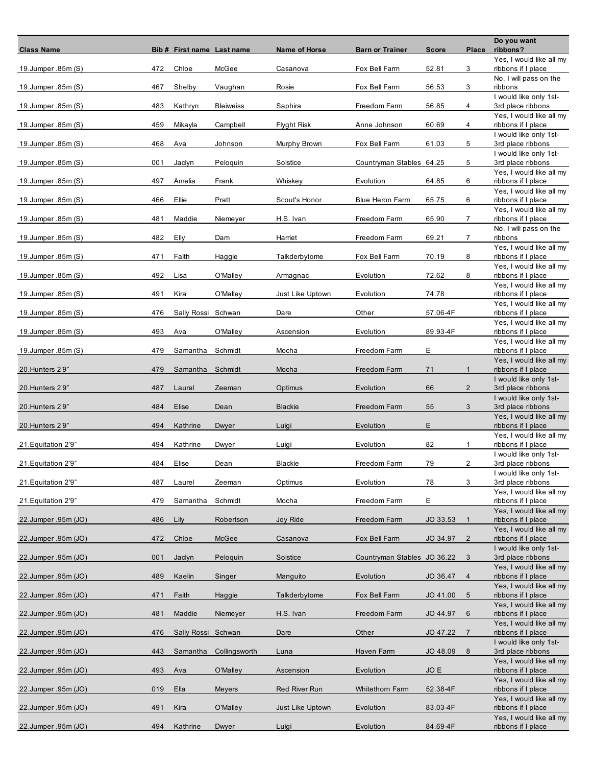| Class Name | Bib # | First name | Last name | Name of Horse | Barn or Trainer | Score | Place | Do you want ribbons? |
|---|---|---|---|---|---|---|---|---|
| 19.Jumper .85m (S) | 472 | Chloe | McGee | Casanova | Fox Bell Farm | 52.81 | 3 | Yes, I would like all my ribbons if I place |
| 19.Jumper .85m (S) | 467 | Shelby | Vaughan | Rosie | Fox Bell Farm | 56.53 | 3 | No, I will pass on the ribbons |
| 19.Jumper .85m (S) | 483 | Kathryn | Bleiweiss | Saphira | Freedom Farm | 56.85 | 4 | I would like only 1st-3rd place ribbons |
| 19.Jumper .85m (S) | 459 | Mikayla | Campbell | Flyght Risk | Anne Johnson | 60.69 | 4 | Yes, I would like all my ribbons if I place |
| 19.Jumper .85m (S) | 468 | Ava | Johnson | Murphy Brown | Fox Bell Farm | 61.03 | 5 | I would like only 1st-3rd place ribbons |
| 19.Jumper .85m (S) | 001 | Jaclyn | Peloquin | Solstice | Countryman Stables | 64.25 | 5 | I would like only 1st-3rd place ribbons |
| 19.Jumper .85m (S) | 497 | Amelia | Frank | Whiskey | Evolution | 64.85 | 6 | Yes, I would like all my ribbons if I place |
| 19.Jumper .85m (S) | 466 | Ellie | Pratt | Scout's Honor | Blue Heron Farm | 65.75 | 6 | Yes, I would like all my ribbons if I place |
| 19.Jumper .85m (S) | 481 | Maddie | Niemeyer | H.S. Ivan | Freedom Farm | 65.90 | 7 | Yes, I would like all my ribbons if I place |
| 19.Jumper .85m (S) | 482 | Elly | Dam | Harriet | Freedom Farm | 69.21 | 7 | No, I will pass on the ribbons |
| 19.Jumper .85m (S) | 471 | Faith | Haggie | Talkderbytome | Fox Bell Farm | 70.19 | 8 | Yes, I would like all my ribbons if I place |
| 19.Jumper .85m (S) | 492 | Lisa | O'Malley | Armagnac | Evolution | 72.62 | 8 | Yes, I would like all my ribbons if I place |
| 19.Jumper .85m (S) | 491 | Kira | O'Malley | Just Like Uptown | Evolution | 74.78 | | Yes, I would like all my ribbons if I place |
| 19.Jumper .85m (S) | 476 | Sally Rossi | Schwan | Dare | Other | 57.06-4F | | Yes, I would like all my ribbons if I place |
| 19.Jumper .85m (S) | 493 | Ava | O'Malley | Ascension | Evolution | 89.93-4F | | Yes, I would like all my ribbons if I place |
| 19.Jumper .85m (S) | 479 | Samantha | Schmidt | Mocha | Freedom Farm | E | | Yes, I would like all my ribbons if I place |
| 20.Hunters 2'9" | 479 | Samantha | Schmidt | Mocha | Freedom Farm | 71 | 1 | Yes, I would like all my ribbons if I place |
| 20.Hunters 2'9" | 487 | Laurel | Zeeman | Optimus | Evolution | 66 | 2 | I would like only 1st-3rd place ribbons |
| 20.Hunters 2'9" | 484 | Elise | Dean | Blackie | Freedom Farm | 55 | 3 | I would like only 1st-3rd place ribbons |
| 20.Hunters 2'9" | 494 | Kathrine | Dwyer | Luigi | Evolution | E | | Yes, I would like all my ribbons if I place |
| 21.Equitation 2'9" | 494 | Kathrine | Dwyer | Luigi | Evolution | 82 | 1 | Yes, I would like all my ribbons if I place |
| 21.Equitation 2'9" | 484 | Elise | Dean | Blackie | Freedom Farm | 79 | 2 | I would like only 1st-3rd place ribbons |
| 21.Equitation 2'9" | 487 | Laurel | Zeeman | Optimus | Evolution | 78 | 3 | I would like only 1st-3rd place ribbons |
| 21.Equitation 2'9" | 479 | Samantha | Schmidt | Mocha | Freedom Farm | E | | Yes, I would like all my ribbons if I place |
| 22.Jumper .95m (JO) | 486 | Lily | Robertson | Joy Ride | Freedom Farm | JO 33.53 | 1 | Yes, I would like all my ribbons if I place |
| 22.Jumper .95m (JO) | 472 | Chloe | McGee | Casanova | Fox Bell Farm | JO 34.97 | 2 | Yes, I would like all my ribbons if I place |
| 22.Jumper .95m (JO) | 001 | Jaclyn | Peloquin | Solstice | Countryman Stables | JO 36.22 | 3 | I would like only 1st-3rd place ribbons |
| 22.Jumper .95m (JO) | 489 | Kaelin | Singer | Manguito | Evolution | JO 36.47 | 4 | Yes, I would like all my ribbons if I place |
| 22.Jumper .95m (JO) | 471 | Faith | Haggie | Talkderbytome | Fox Bell Farm | JO 41.00 | 5 | Yes, I would like all my ribbons if I place |
| 22.Jumper .95m (JO) | 481 | Maddie | Niemeyer | H.S. Ivan | Freedom Farm | JO 44.97 | 6 | Yes, I would like all my ribbons if I place |
| 22.Jumper .95m (JO) | 476 | Sally Rossi | Schwan | Dare | Other | JO 47.22 | 7 | Yes, I would like all my ribbons if I place |
| 22.Jumper .95m (JO) | 443 | Samantha | Collingsworth | Luna | Haven Farm | JO 48.09 | 8 | I would like only 1st-3rd place ribbons |
| 22.Jumper .95m (JO) | 493 | Ava | O'Malley | Ascension | Evolution | JO E | | Yes, I would like all my ribbons if I place |
| 22.Jumper .95m (JO) | 019 | Ella | Meyers | Red River Run | Whitethorn Farm | 52.38-4F | | Yes, I would like all my ribbons if I place |
| 22.Jumper .95m (JO) | 491 | Kira | O'Malley | Just Like Uptown | Evolution | 83.03-4F | | Yes, I would like all my ribbons if I place |
| 22.Jumper .95m (JO) | 494 | Kathrine | Dwyer | Luigi | Evolution | 84.69-4F | | Yes, I would like all my ribbons if I place |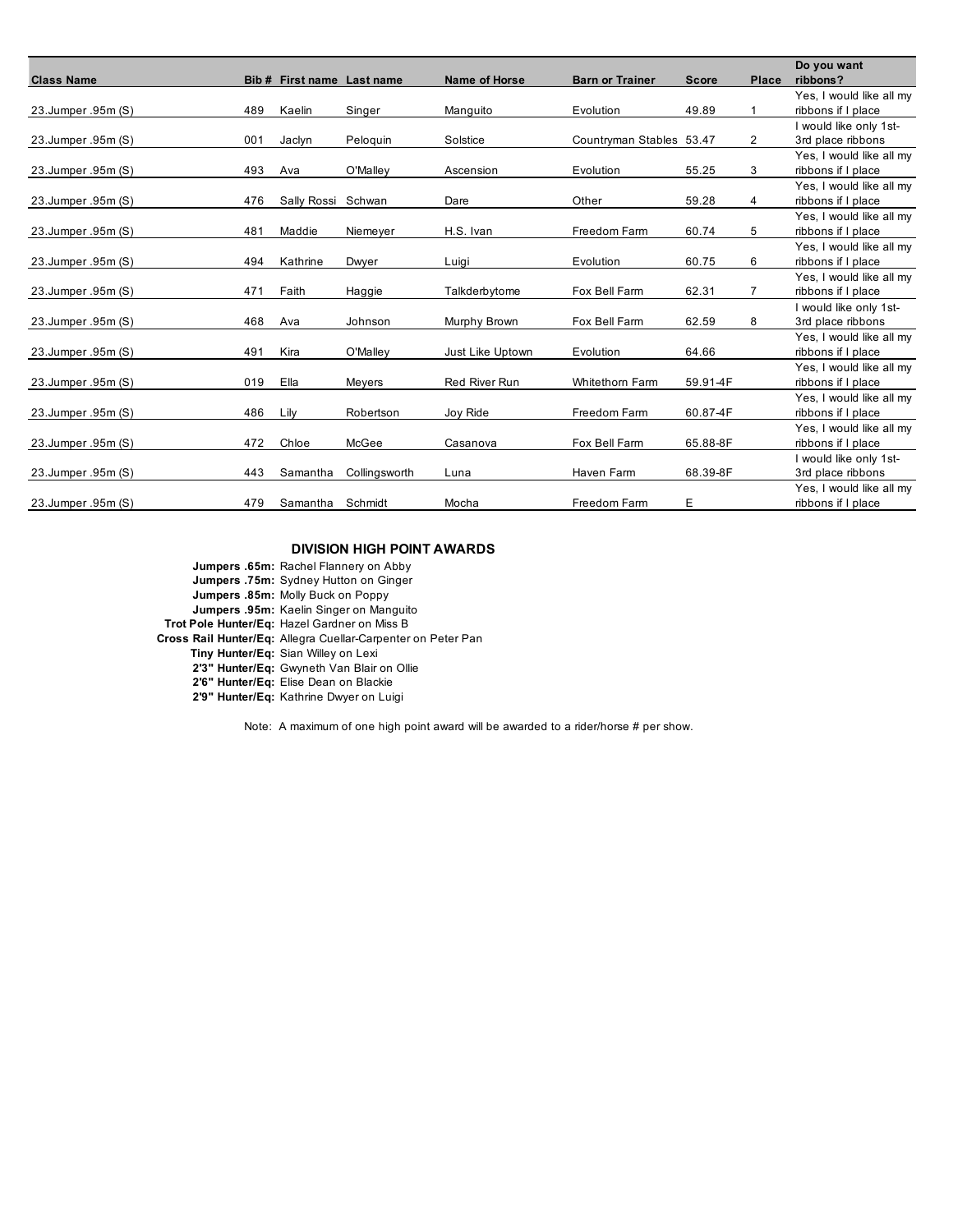| Class Name | Bib # | First name | Last name | Name of Horse | Barn or Trainer | Score | Place | Do you want ribbons? |
|---|---|---|---|---|---|---|---|---|
| 23.Jumper .95m (S) | 489 | Kaelin | Singer | Manguito | Evolution | 49.89 | 1 | Yes, I would like all my ribbons if I place |
| 23.Jumper .95m (S) | 001 | Jaclyn | Peloquin | Solstice | Countryman Stables | 53.47 | 2 | I would like only 1st-3rd place ribbons |
| 23.Jumper .95m (S) | 493 | Ava | O'Malley | Ascension | Evolution | 55.25 | 3 | Yes, I would like all my ribbons if I place |
| 23.Jumper .95m (S) | 476 | Sally Rossi | Schwan | Dare | Other | 59.28 | 4 | Yes, I would like all my ribbons if I place |
| 23.Jumper .95m (S) | 481 | Maddie | Niemeyer | H.S. Ivan | Freedom Farm | 60.74 | 5 | Yes, I would like all my ribbons if I place |
| 23.Jumper .95m (S) | 494 | Kathrine | Dwyer | Luigi | Evolution | 60.75 | 6 | Yes, I would like all my ribbons if I place |
| 23.Jumper .95m (S) | 471 | Faith | Haggie | Talkderbytome | Fox Bell Farm | 62.31 | 7 | Yes, I would like all my ribbons if I place |
| 23.Jumper .95m (S) | 468 | Ava | Johnson | Murphy Brown | Fox Bell Farm | 62.59 | 8 | I would like only 1st-3rd place ribbons |
| 23.Jumper .95m (S) | 491 | Kira | O'Malley | Just Like Uptown | Evolution | 64.66 | | Yes, I would like all my ribbons if I place |
| 23.Jumper .95m (S) | 019 | Ella | Meyers | Red River Run | Whitethorn Farm | 59.91-4F | | Yes, I would like all my ribbons if I place |
| 23.Jumper .95m (S) | 486 | Lily | Robertson | Joy Ride | Freedom Farm | 60.87-4F | | Yes, I would like all my ribbons if I place |
| 23.Jumper .95m (S) | 472 | Chloe | McGee | Casanova | Fox Bell Farm | 65.88-8F | | Yes, I would like all my ribbons if I place |
| 23.Jumper .95m (S) | 443 | Samantha | Collingsworth | Luna | Haven Farm | 68.39-8F | | I would like only 1st-3rd place ribbons |
| 23.Jumper .95m (S) | 479 | Samantha | Schmidt | Mocha | Freedom Farm | E | | Yes, I would like all my ribbons if I place |

## DIVISION HIGH POINT AWARDS

**Jumpers .65m:** Rachel Flannery on Abby
**Jumpers .75m:** Sydney Hutton on Ginger
**Jumpers .85m:** Molly Buck on Poppy
**Jumpers .95m:** Kaelin Singer on Manguito
**Trot Pole Hunter/Eq:** Hazel Gardner on Miss B
**Cross Rail Hunter/Eq:** Allegra Cuellar-Carpenter on Peter Pan
**Tiny Hunter/Eq:** Sian Willey on Lexi
**2'3" Hunter/Eq:** Gwyneth Van Blair on Ollie
**2'6" Hunter/Eq:** Elise Dean on Blackie
**2'9" Hunter/Eq:** Kathrine Dwyer on Luigi

Note: A maximum of one high point award will be awarded to a rider/horse # per show.